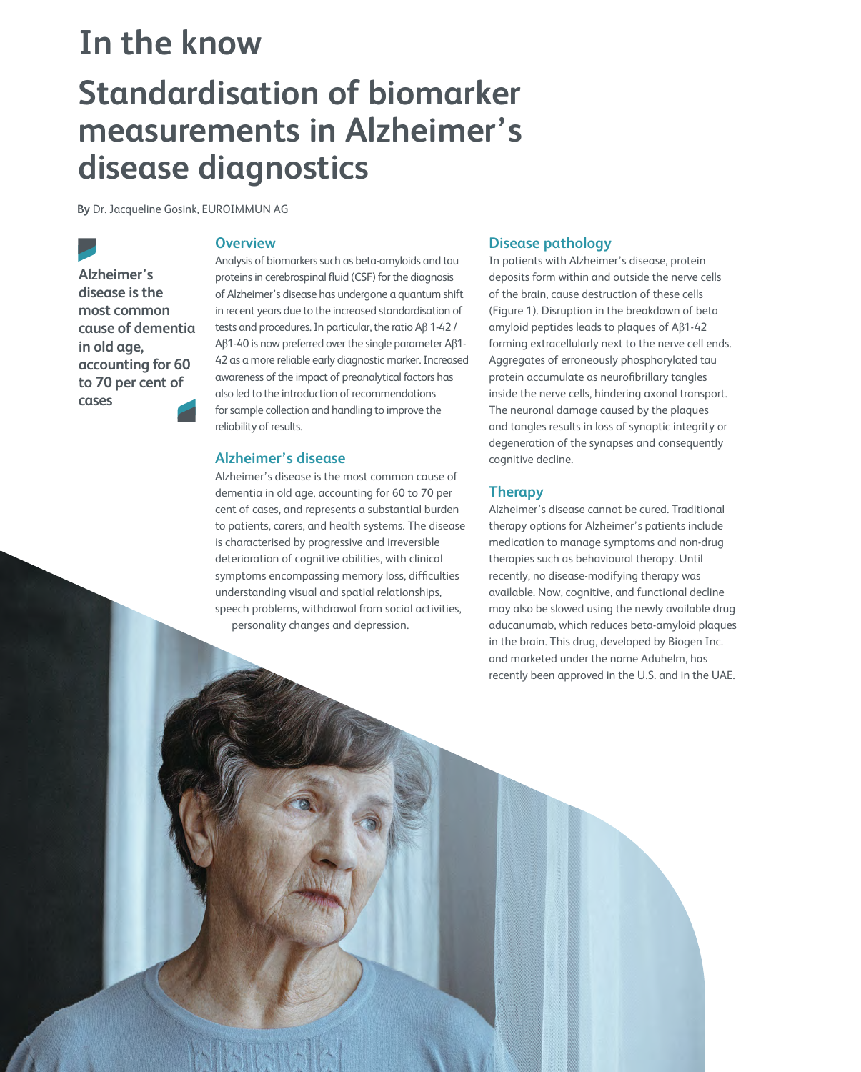# In the know

## Standardisation of biomarker measurements in Alzheimer's disease diagnostics

**By** Dr. Jacqueline Gosink, EUROIMMUN AG

**Alzheimer's disease is the most common cause of dementia in old age, accounting for 60 to 70 per cent of cases**

### Overview

Analysis of biomarkers such as beta-amyloids and tau proteins in cerebrospinal fluid (CSF) for the diagnosis of Alzheimer's disease has undergone a quantum shift in recent years due to the increased standardisation of tests and procedures. In particular, the ratio Aβ 1-42 / Aβ1-40 is now preferred over the single parameter Aβ1-42 as a more reliable early diagnostic marker. Increased awareness of the impact of preanalytical factors has also led to the introduction of recommendations for sample collection and handling to improve the reliability of results.

### Alzheimer's disease

Alzheimer's disease is the most common cause of dementia in old age, accounting for 60 to 70 per cent of cases, and represents a substantial burden to patients, carers, and health systems. The disease is characterised by progressive and irreversible deterioration of cognitive abilities, with clinical symptoms encompassing memory loss, difficulties understanding visual and spatial relationships, speech problems, withdrawal from social activities, personality changes and depression.

### Disease pathology

In patients with Alzheimer's disease, protein deposits form within and outside the nerve cells of the brain, cause destruction of these cells (Figure 1). Disruption in the breakdown of beta amyloid peptides leads to plaques of Aβ1-42 forming extracellularly next to the nerve cell ends. Aggregates of erroneously phosphorylated tau protein accumulate as neurofibrillary tangles inside the nerve cells, hindering axonal transport. The neuronal damage caused by the plaques and tangles results in loss of synaptic integrity or degeneration of the synapses and consequently cognitive decline.

### Therapy

Alzheimer's disease cannot be cured. Traditional therapy options for Alzheimer's patients include medication to manage symptoms and non-drug therapies such as behavioural therapy. Until recently, no disease-modifying therapy was available. Now, cognitive, and functional decline may also be slowed using the newly available drug aducanumab, which reduces beta-amyloid plaques in the brain. This drug, developed by Biogen Inc. and marketed under the name Aduhelm, has recently been approved in the U.S. and in the UAE.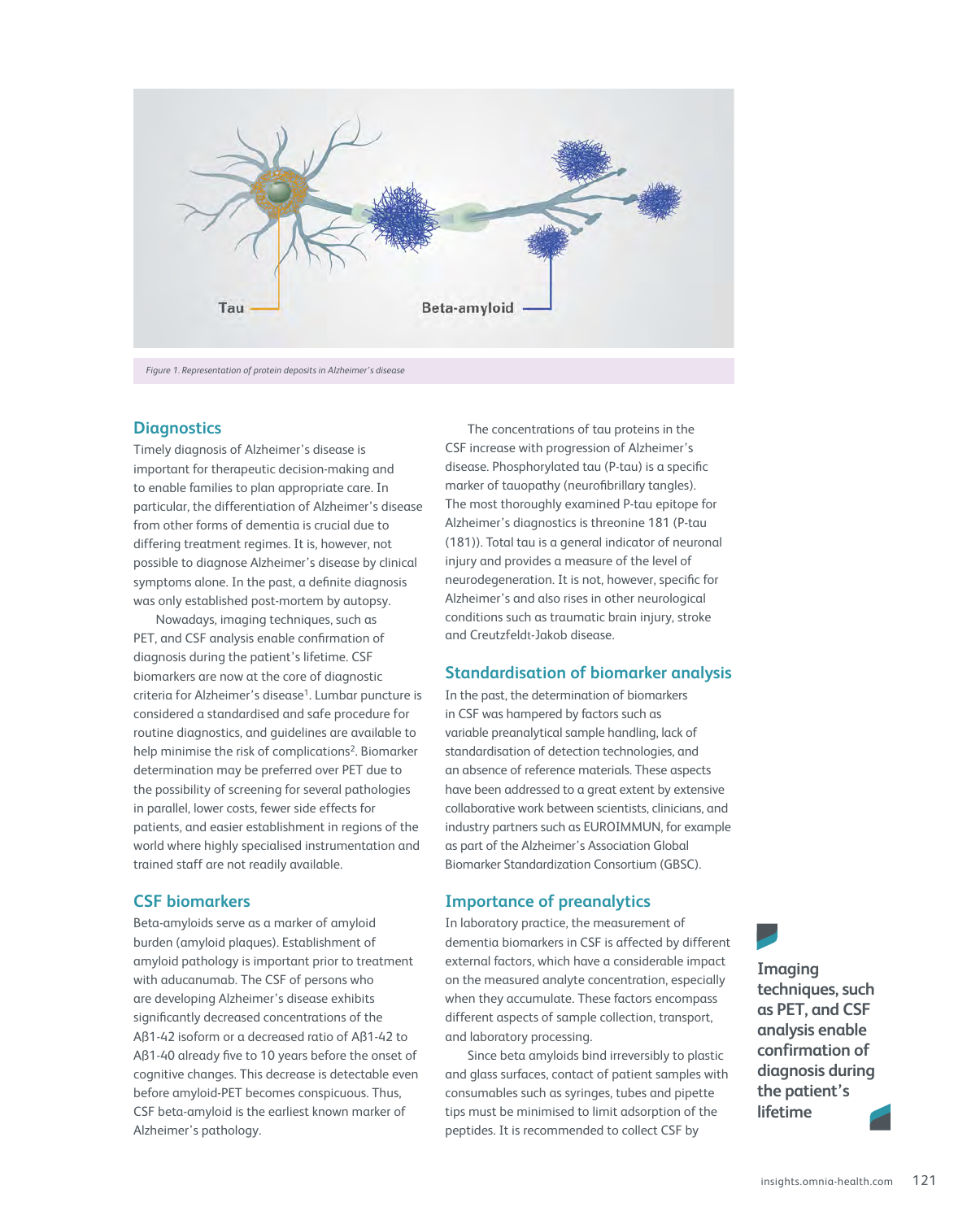Figure 1. Representation of protein deposits in Alzheimer's disease

## Diagnostics

Timely diagnosis of Alzheimer's disease is important for therapeutic decision-making and to enable families to plan appropriate care. In particular, the differentiation of Alzheimer's disease from other forms of dementia is crucial due to differing treatment regimes. It is, however, not possible to diagnose Alzheimer's disease by clinical symptoms alone. In the past, a definite diagnosis was only established post-mortem by autopsy.

Nowadays, imaging techniques, such as PET, and CSF analysis enable confirmation of diagnosis during the patient's lifetime. CSF biomarkers are now at the core of diagnostic criteria for Alzheimer's disease[1]. Lumbar puncture is considered a standardised and safe procedure for routine diagnostics, and guidelines are available to help minimise the risk of complications[2]. Biomarker determination may be preferred over PET due to the possibility of screening for several pathologies in parallel, lower costs, fewer side effects for patients, and easier establishment in regions of the world where highly specialised instrumentation and trained staff are not readily available.

## CSF biomarkers

Beta-amyloids serve as a marker of amyloid burden (amyloid plaques). Establishment of amyloid pathology is important prior to treatment with aducanumab. The CSF of persons who are developing Alzheimer's disease exhibits significantly decreased concentrations of the Aβ1-42 isoform or a decreased ratio of Aβ1-42 to Aβ1-40 already five to 10 years before the onset of cognitive changes. This decrease is detectable even before amyloid-PET becomes conspicuous. Thus, CSF beta-amyloid is the earliest known marker of Alzheimer's pathology.

The concentrations of tau proteins in the CSF increase with progression of Alzheimer's disease. Phosphorylated tau (P-tau) is a specific marker of tauopathy (neurofibrillary tangles). The most thoroughly examined P-tau epitope for Alzheimer's diagnostics is threonine 181 (P-tau (181)). Total tau is a general indicator of neuronal injury and provides a measure of the level of neurodegeneration. It is not, however, specific for Alzheimer's and also rises in other neurological conditions such as traumatic brain injury, stroke and Creutzfeldt-Jakob disease.

## Standardisation of biomarker analysis

In the past, the determination of biomarkers in CSF was hampered by factors such as variable preanalytical sample handling, lack of standardisation of detection technologies, and an absence of reference materials. These aspects have been addressed to a great extent by extensive collaborative work between scientists, clinicians, and industry partners such as EUROIMMUN, for example as part of the Alzheimer's Association Global Biomarker Standardization Consortium (GBSC).

## Importance of preanalytics

In laboratory practice, the measurement of dementia biomarkers in CSF is affected by different external factors, which have a considerable impact on the measured analyte concentration, especially when they accumulate. These factors encompass different aspects of sample collection, transport, and laboratory processing.

Since beta amyloids bind irreversibly to plastic and glass surfaces, contact of patient samples with consumables such as syringes, tubes and pipette tips must be minimised to limit adsorption of the peptides. It is recommended to collect CSF by

**Imaging techniques, such as PET, and CSF analysis enable confirmation of diagnosis during the patient's lifetime**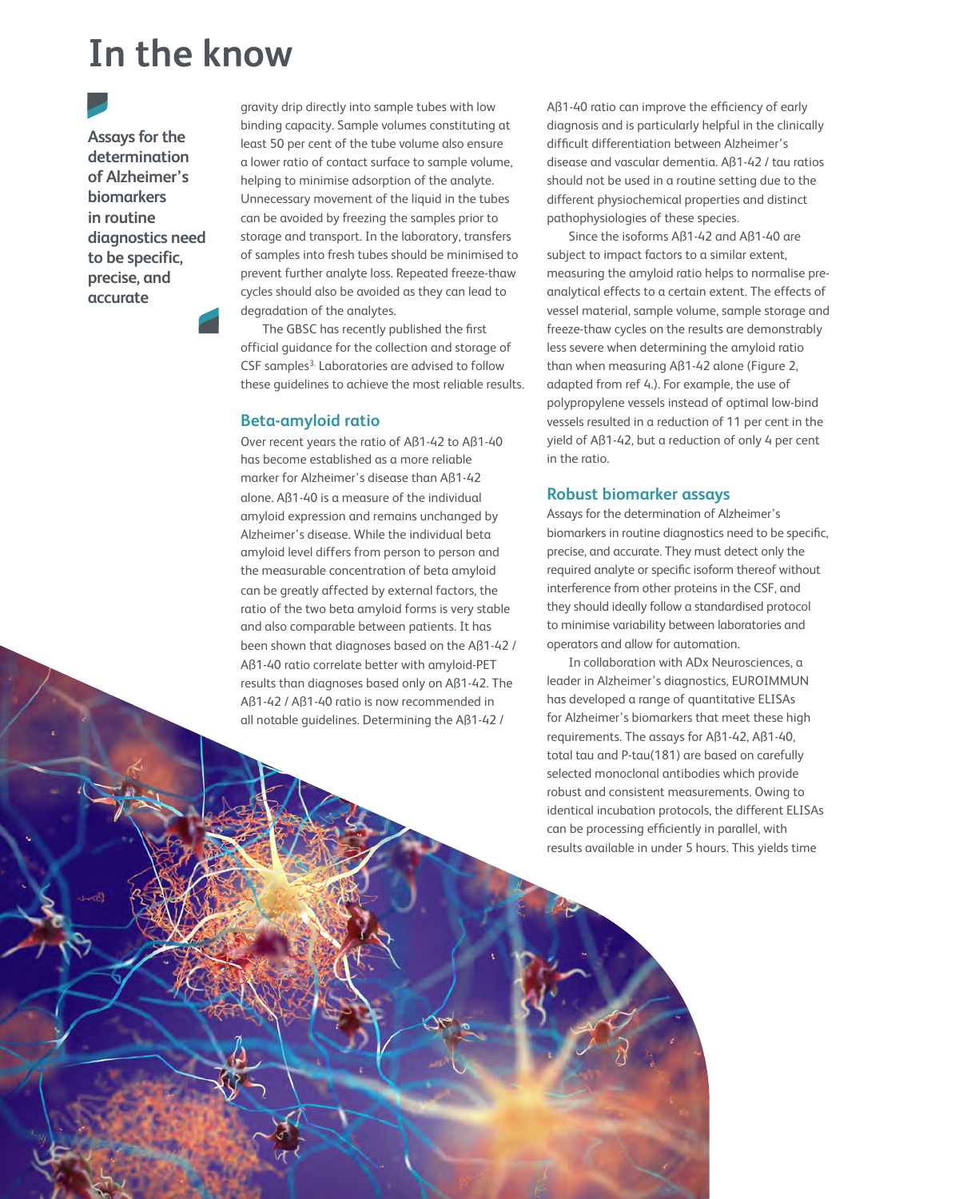Assays for the determination of Alzheimer's biomarkers in routine diagnostics need to be specific, precise, and accurate

gravity drip directly into sample tubes with low binding capacity. Sample volumes constituting at least 50 per cent of the tube volume also ensure a lower ratio of contact surface to sample volume, helping to minimise adsorption of the analyte. Unnecessary movement of the liquid in the tubes can be avoided by freezing the samples prior to storage and transport. In the laboratory, transfers of samples into fresh tubes should be minimised to prevent further analyte loss. Repeated freeze-thaw cycles should also be avoided as they can lead to degradation of the analytes.

The GBSC has recently published the first official guidance for the collection and storage of CSF samples[3]. Laboratories are advised to follow these guidelines to achieve the most reliable results.

## Beta-amyloid ratio

Over recent years the ratio of Aβ1-42 to Aβ1-40 has become established as a more reliable marker for Alzheimer's disease than Aβ1-42 alone. Aβ1-40 is a measure of the individual amyloid expression and remains unchanged by Alzheimer's disease. While the individual beta amyloid level differs from person to person and the measurable concentration of beta amyloid can be greatly affected by external factors, the ratio of the two beta amyloid forms is very stable and also comparable between patients. It has been shown that diagnoses based on the Aβ1-42 / Aβ1-40 ratio correlate better with amyloid-PET results than diagnoses based only on Aβ1-42. The Aβ1-42 / Aβ1-40 ratio is now recommended in all notable guidelines. Determining the Aβ1-42 / Aβ1-40 ratio can improve the efficiency of early diagnosis and is particularly helpful in the clinically difficult differentiation between Alzheimer's disease and vascular dementia. Aβ1-42 / tau ratios should not be used in a routine setting due to the different physiochemical properties and distinct pathophysiologies of these species.

Since the isoforms Aβ1-42 and Aβ1-40 are subject to impact factors to a similar extent, measuring the amyloid ratio helps to normalise pre-analytical effects to a certain extent. The effects of vessel material, sample volume, sample storage and freeze-thaw cycles on the results are demonstrably less severe when determining the amyloid ratio than when measuring Aβ1-42 alone (Figure 2, adapted from ref 4.). For example, the use of polypropylene vessels instead of optimal low-bind vessels resulted in a reduction of 11 per cent in the yield of Aβ1-42, but a reduction of only 4 per cent in the ratio.

## Robust biomarker assays

Assays for the determination of Alzheimer's biomarkers in routine diagnostics need to be specific, precise, and accurate. They must detect only the required analyte or specific isoform thereof without interference from other proteins in the CSF, and they should ideally follow a standardised protocol to minimise variability between laboratories and operators and allow for automation.

In collaboration with ADx Neurosciences, a leader in Alzheimer's diagnostics, EUROIMMUN has developed a range of quantitative ELISAs for Alzheimer's biomarkers that meet these high requirements. The assays for Aβ1-42, Aβ1-40, total tau and P-tau(181) are based on carefully selected monoclonal antibodies which provide robust and consistent measurements. Owing to identical incubation protocols, the different ELISAs can be processing efficiently in parallel, with results available in under 5 hours. This yields time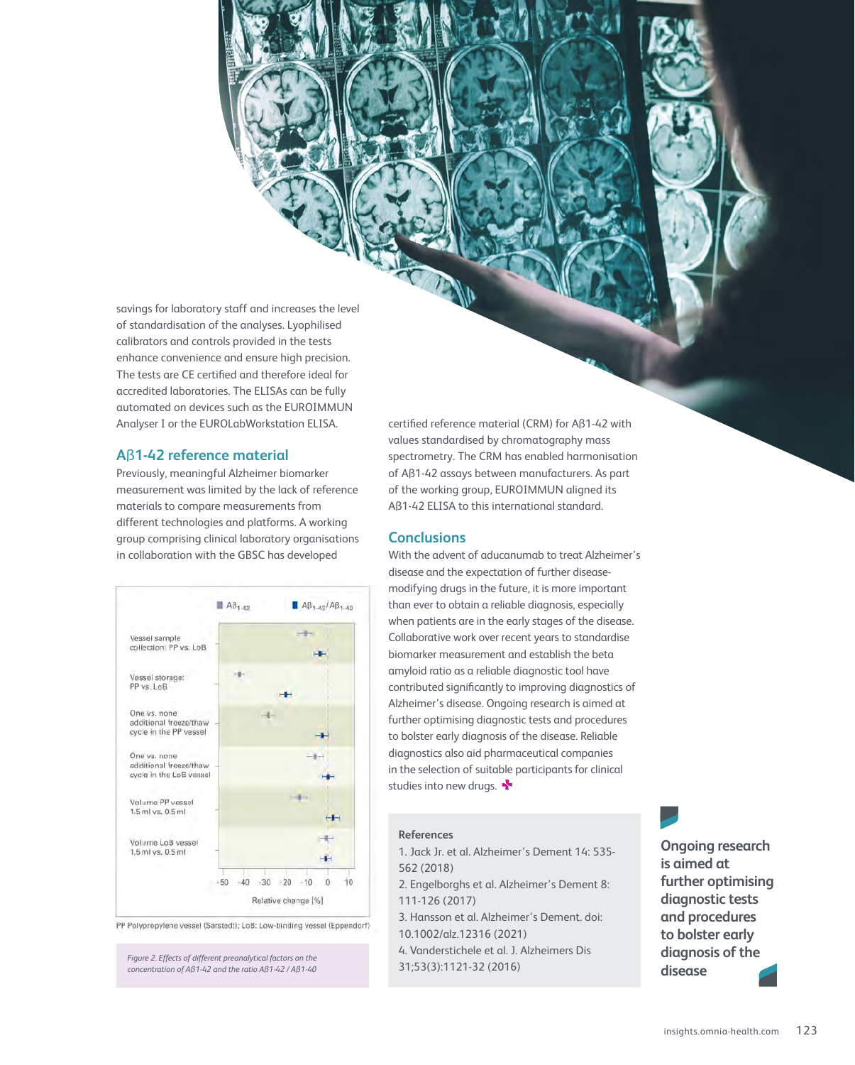savings for laboratory staff and increases the level of standardisation of the analyses. Lyophilised calibrators and controls provided in the tests enhance convenience and ensure high precision. The tests are CE certified and therefore ideal for accredited laboratories. The ELISAs can be fully automated on devices such as the EUROIMMUN Analyser I or the EUROLabWorkstation ELISA.

## Aβ1-42 reference material

Previously, meaningful Alzheimer biomarker measurement was limited by the lack of reference materials to compare measurements from different technologies and platforms. A working group comprising clinical laboratory organisations in collaboration with the GBSC has developed certified reference material (CRM) for Aβ1-42 with values standardised by chromatography mass spectrometry. The CRM has enabled harmonisation of Aβ1-42 assays between manufacturers. As part of the working group, EUROIMMUN aligned its Aβ1-42 ELISA to this international standard.

$A\beta_{1\text{-}42}$

$A\beta_{1\text{-}42}/A\beta_{1\text{-}40}$

Vessel sample collection: PP vs. LoB

Vessel storage: PP vs. LoB

One vs. none additional freeze/thaw cycle in the PP vessel

One vs. none additional freeze/thaw cycle in the LoB vessel

Volume PP vessel 1.5 ml vs. 0.5 ml

Volume LoB vessel 1.5 ml vs. 0.5 ml

-50 -40 -30 -20 -10 0 10

Relative change [%]

PP Polypropylene vessel (Sarstedt); LoB: Low-binding vessel (Eppendorf)

*Figure 2. Effects of different preanalytical factors on the concentration of Aβ1-42 and the ratio Aβ1-42 / Aβ1-40*

## Conclusions

With the advent of aducanumab to treat Alzheimer's disease and the expectation of further disease-modifying drugs in the future, it is more important than ever to obtain a reliable diagnosis, especially when patients are in the early stages of the disease. Collaborative work over recent years to standardise biomarker measurement and establish the beta amyloid ratio as a reliable diagnostic tool have contributed significantly to improving diagnostics of Alzheimer's disease. Ongoing research is aimed at further optimising diagnostic tests and procedures to bolster early diagnosis of the disease. Reliable diagnostics also aid pharmaceutical companies in the selection of suitable participants for clinical studies into new drugs.

**Ongoing research is aimed at further optimising diagnostic tests and procedures to bolster early diagnosis of the disease**

### References

1. Jack Jr. et al. Alzheimer's Dement 14: 535-562 (2018)
2. Engelborghs et al. Alzheimer's Dement 8: 111-126 (2017)
3. Hansson et al. Alzheimer's Dement. doi: 10.1002/alz.12316 (2021)
4. Vanderstichele et al. J. Alzheimers Dis 31;53(3):1121-32 (2016)